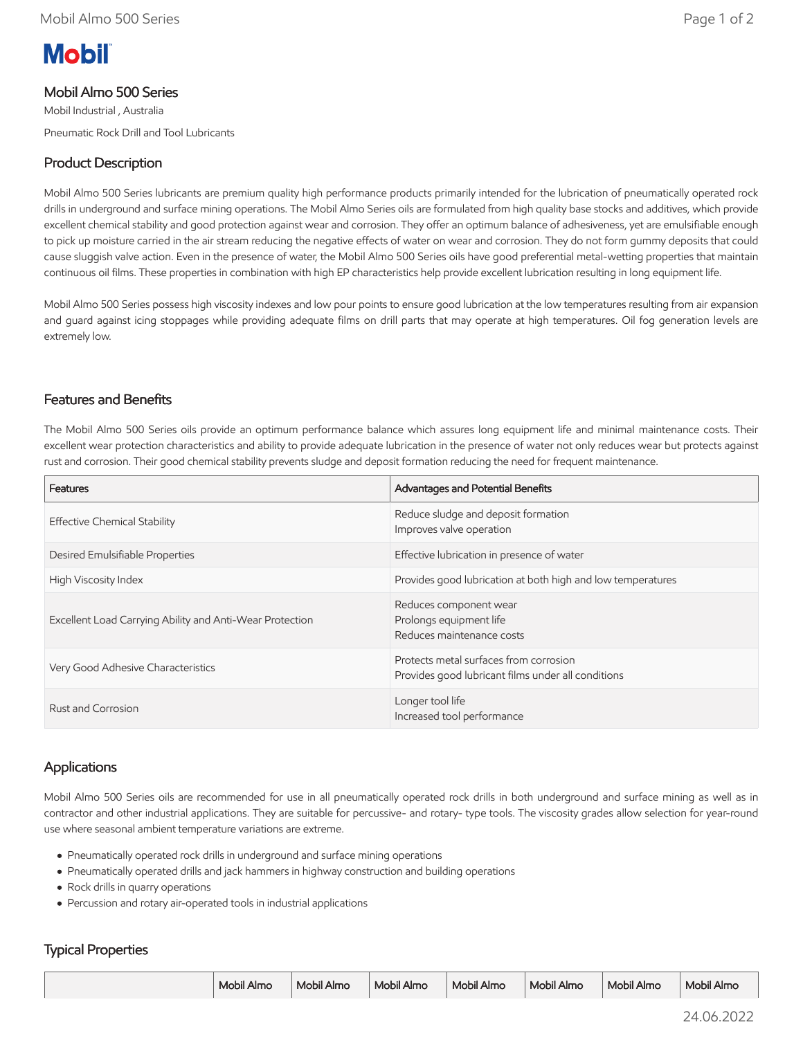Mobil

# Mobil Almo 500 Series

Mobil Industrial , Australia

Pneumatic Rock Drill and Tool Lubricants

## Product Description

Mobil Almo 500 Series lubricants are premium quality high performance products primarily intended for the lubrication of pneumatically operated rock drills in underground and surface mining operations. The Mobil Almo Series oils are formulated from high quality base stocks and additives, which provide excellent chemical stability and good protection against wear and corrosion. They offer an optimum balance of adhesiveness, yet are emulsifiable enough to pick up moisture carried in the air stream reducing the negative effects of water on wear and corrosion. They do not form gummy deposits that could cause sluggish valve action. Even in the presence of water, the Mobil Almo 500 Series oils have good preferential metal-wetting properties that maintain continuous oil films. These properties in combination with high EP characteristics help provide excellent lubrication resulting in long equipment life.

Mobil Almo 500 Series possess high viscosity indexes and low pour points to ensure good lubrication at the low temperatures resulting from air expansion and guard against icing stoppages while providing adequate films on drill parts that may operate at high temperatures. Oil fog generation levels are extremely low.

## Features and Benefits

The Mobil Almo 500 Series oils provide an optimum performance balance which assures long equipment life and minimal maintenance costs. Their excellent wear protection characteristics and ability to provide adequate lubrication in the presence of water not only reduces wear but protects against rust and corrosion. Their good chemical stability prevents sludge and deposit formation reducing the need for frequent maintenance.

| Features | Advantages and Potential Benefits |
|---|---|
| Effective Chemical Stability | Reduce sludge and deposit formation<br>Improves valve operation |
| Desired Emulsifiable Properties | Effective lubrication in presence of water |
| High Viscosity Index | Provides good lubrication at both high and low temperatures |
| Excellent Load Carrying Ability and Anti-Wear Protection | Reduces component wear<br>Prolongs equipment life<br>Reduces maintenance costs |
| Very Good Adhesive Characteristics | Protects metal surfaces from corrosion<br>Provides good lubricant films under all conditions |
| Rust and Corrosion | Longer tool life<br>Increased tool performance |

## Applications

Mobil Almo 500 Series oils are recommended for use in all pneumatically operated rock drills in both underground and surface mining as well as in contractor and other industrial applications. They are suitable for percussive- and rotary- type tools. The viscosity grades allow selection for year-round use where seasonal ambient temperature variations are extreme.

- Pneumatically operated rock drills in underground and surface mining operations
- Pneumatically operated drills and jack hammers in highway construction and building operations
- Rock drills in quarry operations
- Percussion and rotary air-operated tools in industrial applications

## Typical Properties

| | Mobil Almo | Mobil Almo | Mobil Almo | Mobil Almo | Mobil Almo | Mobil Almo | Mobil Almo |
|---|---|---|---|---|---|---|---|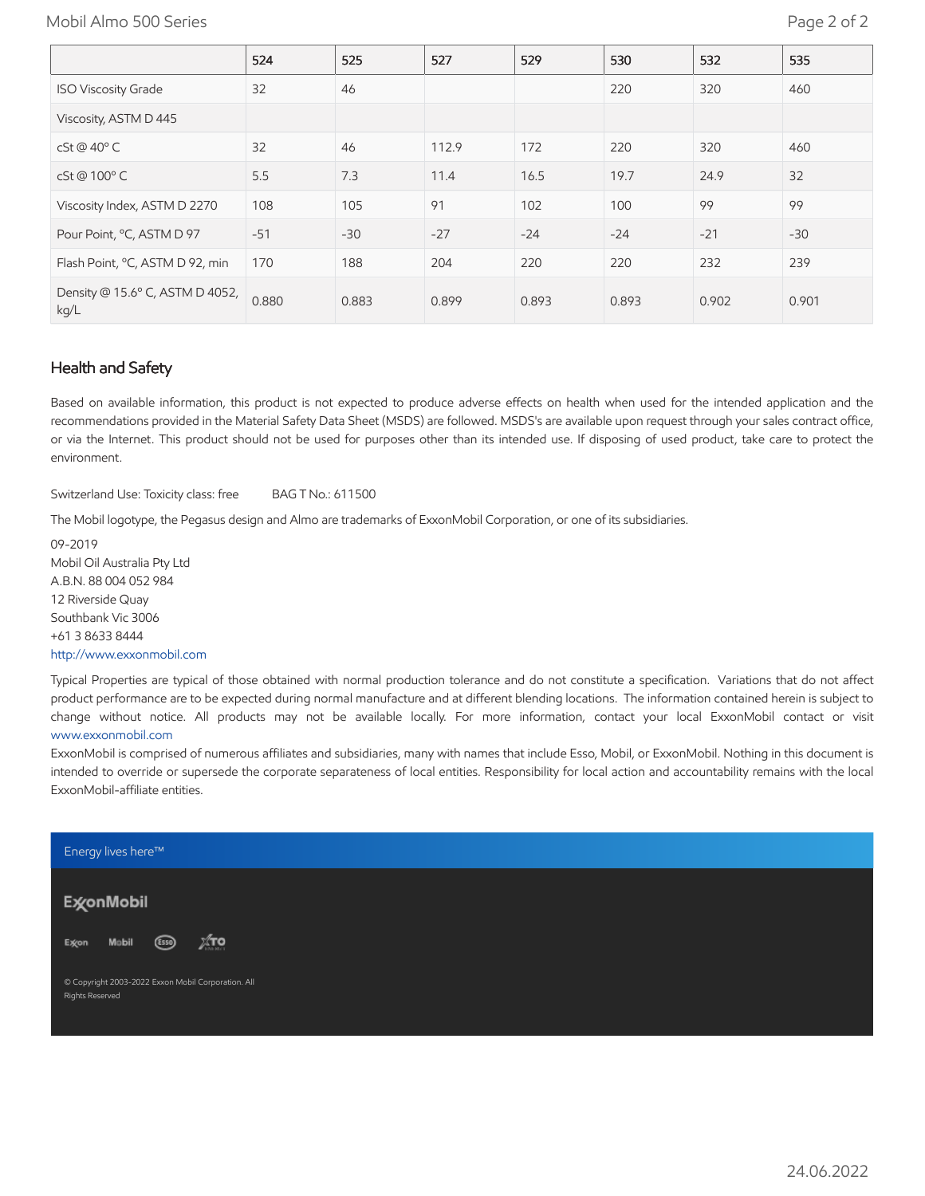| | 524 | 525 | 527 | 529 | 530 | 532 | 535 |
|---|---|---|---|---|---|---|---|
| ISO Viscosity Grade | 32 | 46 | | | 220 | 320 | 460 |
| Viscosity, ASTM D 445 | | | | | | | |
| cSt @ 40° C | 32 | 46 | 112.9 | 172 | 220 | 320 | 460 |
| cSt @ 100° C | 5.5 | 7.3 | 11.4 | 16.5 | 19.7 | 24.9 | 32 |
| Viscosity Index, ASTM D 2270 | 108 | 105 | 91 | 102 | 100 | 99 | 99 |
| Pour Point, °C, ASTM D 97 | -51 | -30 | -27 | -24 | -24 | -21 | -30 |
| Flash Point, °C, ASTM D 92, min | 170 | 188 | 204 | 220 | 220 | 232 | 239 |
| Density @ 15.6° C, ASTM D 4052, kg/L | 0.880 | 0.883 | 0.899 | 0.893 | 0.893 | 0.902 | 0.901 |

## Health and Safety

Based on available information, this product is not expected to produce adverse effects on health when used for the intended application and the recommendations provided in the Material Safety Data Sheet (MSDS) are followed. MSDS's are available upon request through your sales contract office, or via the Internet. This product should not be used for purposes other than its intended use. If disposing of used product, take care to protect the environment.

Switzerland Use: Toxicity class: free BAG T No.: 611500

The Mobil logotype, the Pegasus design and Almo are trademarks of ExxonMobil Corporation, or one of its subsidiaries.

09-2019
Mobil Oil Australia Pty Ltd
A.B.N. 88 004 052 984
12 Riverside Quay
Southbank Vic 3006
+61 3 8633 8444
http://www.exxonmobil.com

Typical Properties are typical of those obtained with normal production tolerance and do not constitute a specification. Variations that do not affect product performance are to be expected during normal manufacture and at different blending locations. The information contained herein is subject to change without notice. All products may not be available locally. For more information, contact your local ExxonMobil contact or visit www.exxonmobil.com

ExxonMobil is comprised of numerous affiliates and subsidiaries, many with names that include Esso, Mobil, or ExxonMobil. Nothing in this document is intended to override or supersede the corporate separateness of local entities. Responsibility for local action and accountability remains with the local ExxonMobil-affiliate entities.

Energy lives here™

ExxonMobil

Exxon Mobil Esso XTO

© Copyright 2003-2022 Exxon Mobil Corporation. All Rights Reserved

24.06.2022